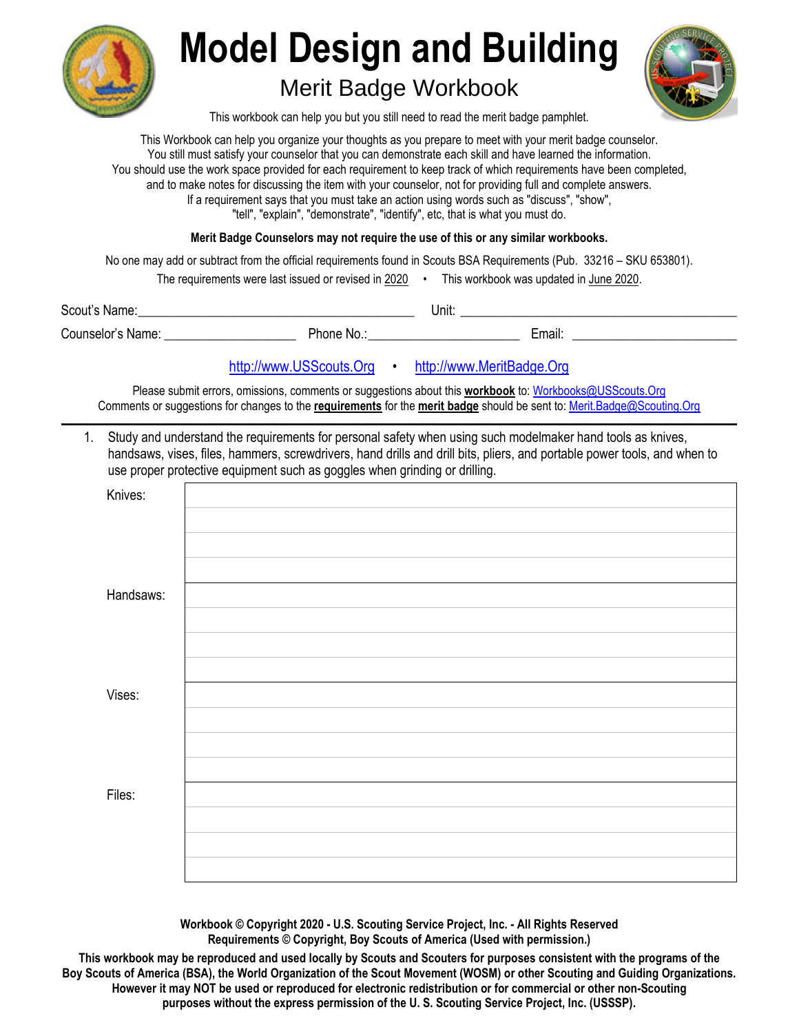# Model Design and Building

## Merit Badge Workbook

This workbook can help you but you still need to read the merit badge pamphlet.

This Workbook can help you organize your thoughts as you prepare to meet with your merit badge counselor.
You still must satisfy your counselor that you can demonstrate each skill and have learned the information.
You should use the work space provided for each requirement to keep track of which requirements have been completed, and to make notes for discussing the item with your counselor, not for providing full and complete answers.
If a requirement says that you must take an action using words such as "discuss", "show", "tell", "explain", "demonstrate", "identify", etc, that is what you must do.

**Merit Badge Counselors may not require the use of this or any similar workbooks.**

No one may add or subtract from the official requirements found in Scouts BSA Requirements (Pub. 33216 – SKU 653801).

The requirements were last issued or revised in 2020 • This workbook was updated in June 2020.

Scout's Name: ________________________________ Unit: ________________________________

Counselor's Name: ________________ Phone No.: ____________________ Email: ____________________

http://www.USScouts.Org • http://www.MeritBadge.Org

Please submit errors, omissions, comments or suggestions about this **workbook** to: Workbooks@USScouts.Org
Comments or suggestions for changes to the **requirements** for the **merit badge** should be sent to: Merit.Badge@Scouting.Org

---

1. Study and understand the requirements for personal safety when using such modelmaker hand tools as knives, handsaws, vises, files, hammers, screwdrivers, hand drills and drill bits, pliers, and portable power tools, and when to use proper protective equipment such as goggles when grinding or drilling.

| | |
|---|---|
| Knives: | |
| | |
| | |
| | |
| Handsaws: | |
| | |
| | |
| | |
| Vises: | |
| | |
| | |
| | |
| Files: | |
| | |
| | |
| | |

**Workbook © Copyright 2020 - U.S. Scouting Service Project, Inc. - All Rights Reserved**
**Requirements © Copyright, Boy Scouts of America (Used with permission.)**

**This workbook may be reproduced and used locally by Scouts and Scouters for purposes consistent with the programs of the Boy Scouts of America (BSA), the World Organization of the Scout Movement (WOSM) or other Scouting and Guiding Organizations. However it may NOT be used or reproduced for electronic redistribution or for commercial or other non-Scouting purposes without the express permission of the U. S. Scouting Service Project, Inc. (USSSP).**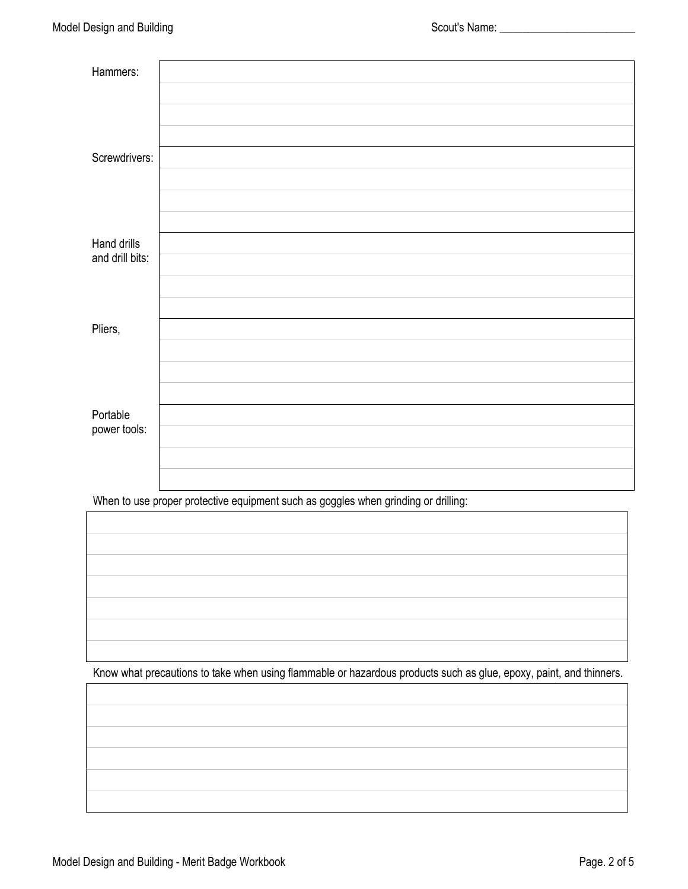| | |
|---|---|
| Hammers: | |
| | |
| | |
| | |
| Screwdrivers: | |
| | |
| | |
| | |
| Hand drills and drill bits: | |
| | |
| | |
| | |
| Pliers, | |
| | |
| | |
| | |
| Portable power tools: | |
| | |
| | |
| | |

When to use proper protective equipment such as goggles when grinding or drilling:

| |
|---|
| |
| |
| |
| |
| |
| |
| |

Know what precautions to take when using flammable or hazardous products such as glue, epoxy, paint, and thinners.

| |
|---|
| |
| |
| |
| |
| |
| |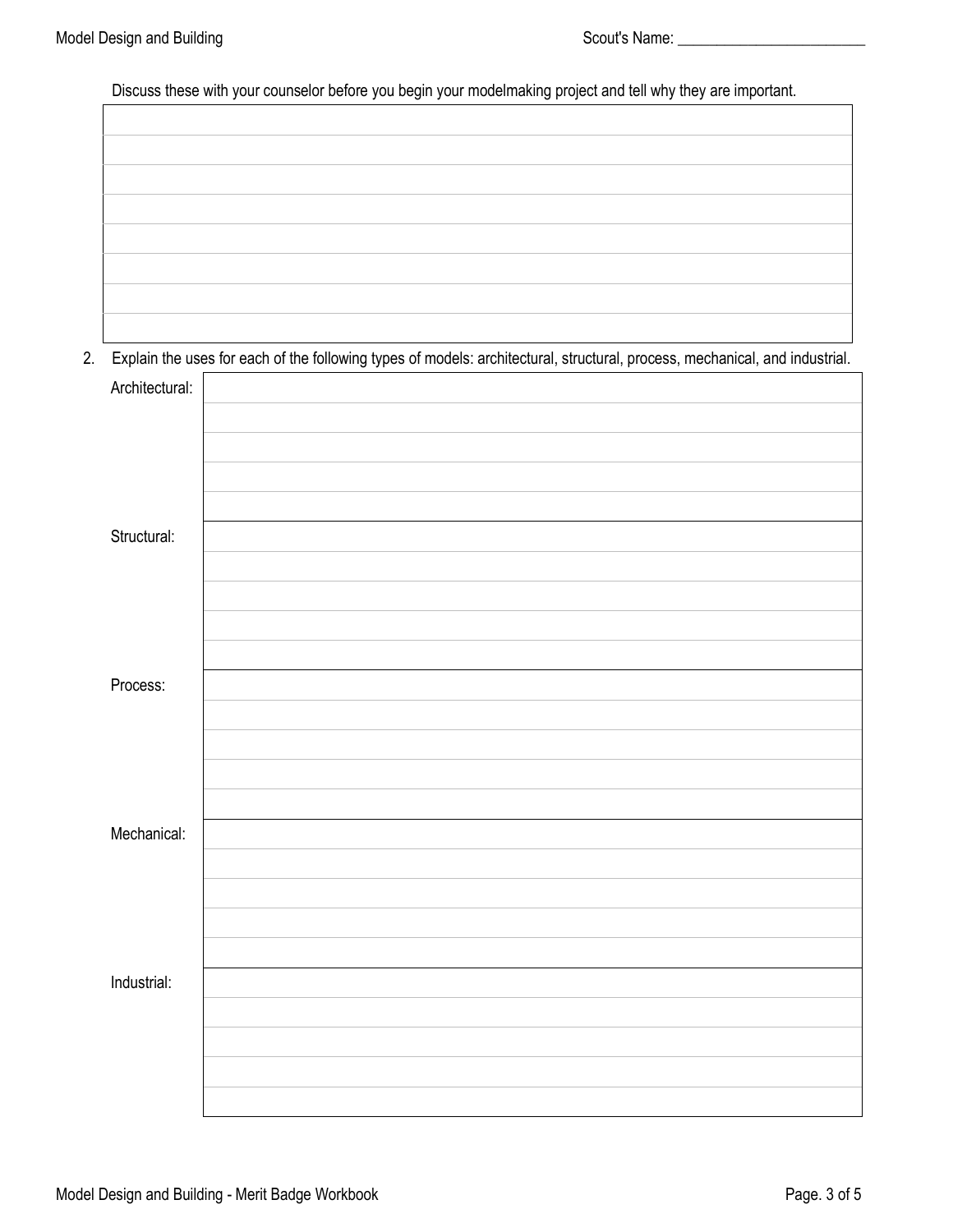Discuss these with your counselor before you begin your modelmaking project and tell why they are important.

2. Explain the uses for each of the following types of models: architectural, structural, process, mechanical, and industrial.

Architectural:

Structural:

Process:

Mechanical:

Industrial: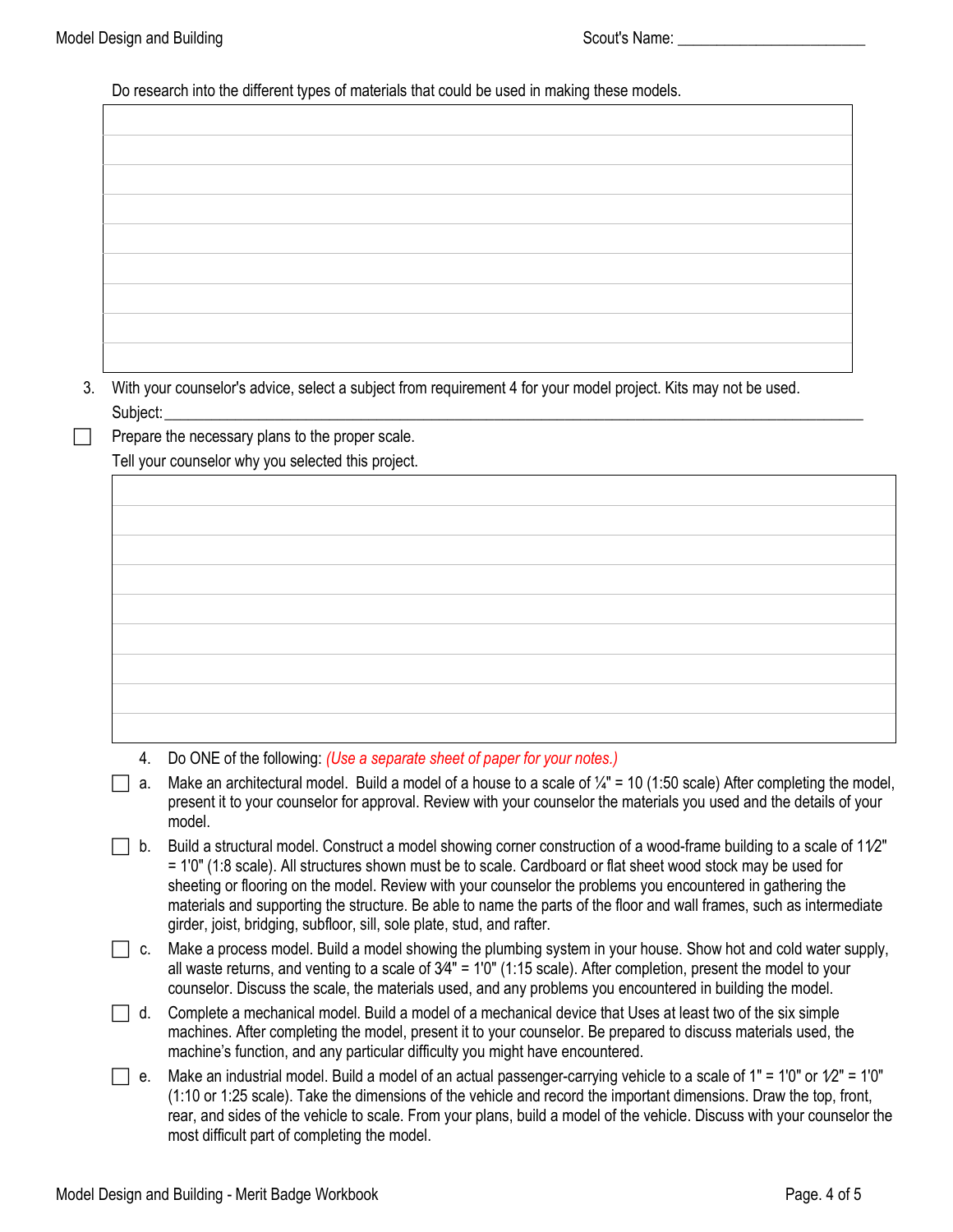Do research into the different types of materials that could be used in making these models.

| |
|---|
| |
| |
| |
| |
| |
| |
| |
| |

3. With your counselor's advice, select a subject from requirement 4 for your model project. Kits may not be used.

   Subject:\_\_\_\_\_\_\_\_\_\_\_\_\_\_\_\_\_\_\_\_\_\_\_\_\_\_\_\_\_\_\_\_\_\_\_\_\_\_\_\_\_\_\_\_\_\_\_\_\_\_\_\_\_\_\_\_\_\_\_\_

☐ Prepare the necessary plans to the proper scale.

Tell your counselor why you selected this project.

| |
|---|
| |
| |
| |
| |
| |
| |
| |
| |

4. Do ONE of the following: *(Use a separate sheet of paper for your notes.)*

☐ a. Make an architectural model. Build a model of a house to a scale of ¼" = 10 (1:50 scale) After completing the model, present it to your counselor for approval. Review with your counselor the materials you used and the details of your model.

☐ b. Build a structural model. Construct a model showing corner construction of a wood-frame building to a scale of 1½" = 1'0" (1:8 scale). All structures shown must be to scale. Cardboard or flat sheet wood stock may be used for sheeting or flooring on the model. Review with your counselor the problems you encountered in gathering the materials and supporting the structure. Be able to name the parts of the floor and wall frames, such as intermediate girder, joist, bridging, subfloor, sill, sole plate, stud, and rafter.

☐ c. Make a process model. Build a model showing the plumbing system in your house. Show hot and cold water supply, all waste returns, and venting to a scale of ¾" = 1'0" (1:15 scale). After completion, present the model to your counselor. Discuss the scale, the materials used, and any problems you encountered in building the model.

☐ d. Complete a mechanical model. Build a model of a mechanical device that Uses at least two of the six simple machines. After completing the model, present it to your counselor. Be prepared to discuss materials used, the machine's function, and any particular difficulty you might have encountered.

☐ e. Make an industrial model. Build a model of an actual passenger-carrying vehicle to a scale of 1" = 1'0" or ½" = 1'0" (1:10 or 1:25 scale). Take the dimensions of the vehicle and record the important dimensions. Draw the top, front, rear, and sides of the vehicle to scale. From your plans, build a model of the vehicle. Discuss with your counselor the most difficult part of completing the model.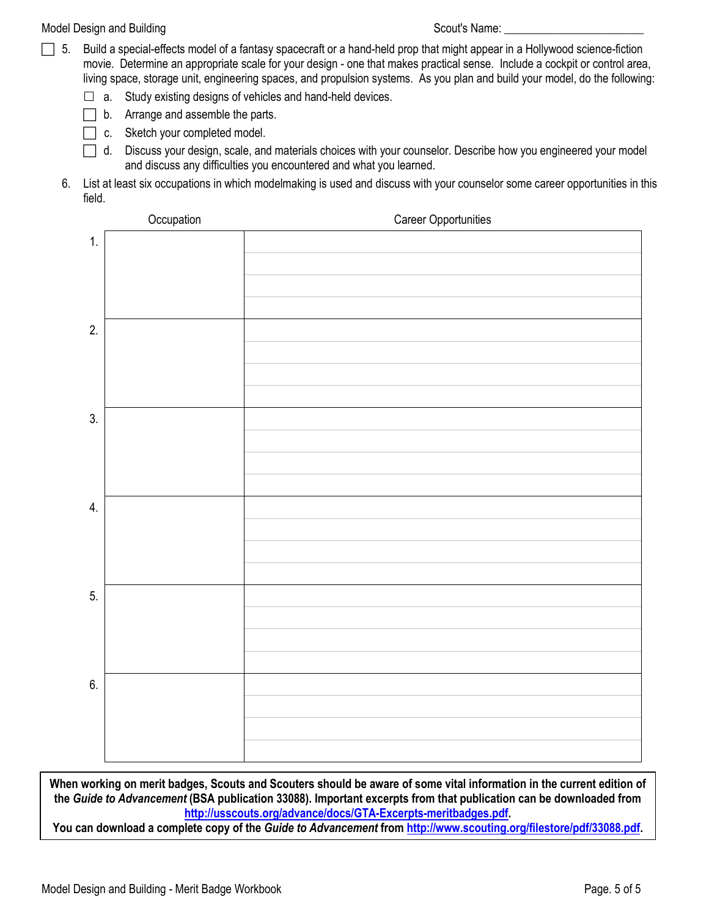Scout's Name: ________________________

- [ ] 5. Build a special-effects model of a fantasy spacecraft or a hand-held prop that might appear in a Hollywood science-fiction movie. Determine an appropriate scale for your design - one that makes practical sense. Include a cockpit or control area, living space, storage unit, engineering spaces, and propulsion systems. As you plan and build your model, do the following:
  - [ ] a. Study existing designs of vehicles and hand-held devices.
  - [ ] b. Arrange and assemble the parts.
  - [ ] c. Sketch your completed model.
  - [ ] d. Discuss your design, scale, and materials choices with your counselor. Describe how you engineered your model and discuss any difficulties you encountered and what you learned.

6. List at least six occupations in which modelmaking is used and discuss with your counselor some career opportunities in this field.

| | Occupation | Career Opportunities |
|---|---|---|
| 1. | | |
| 2. | | |
| 3. | | |
| 4. | | |
| 5. | | |
| 6. | | |

**When working on merit badges, Scouts and Scouters should be aware of some vital information in the current edition of the *Guide to Advancement* (BSA publication 33088). Important excerpts from that publication can be downloaded from [http://usscouts.org/advance/docs/GTA-Excerpts-meritbadges.pdf](http://usscouts.org/advance/docs/GTA-Excerpts-meritbadges.pdf).**
**You can download a complete copy of the *Guide to Advancement* from [http://www.scouting.org/filestore/pdf/33088.pdf](http://www.scouting.org/filestore/pdf/33088.pdf).**